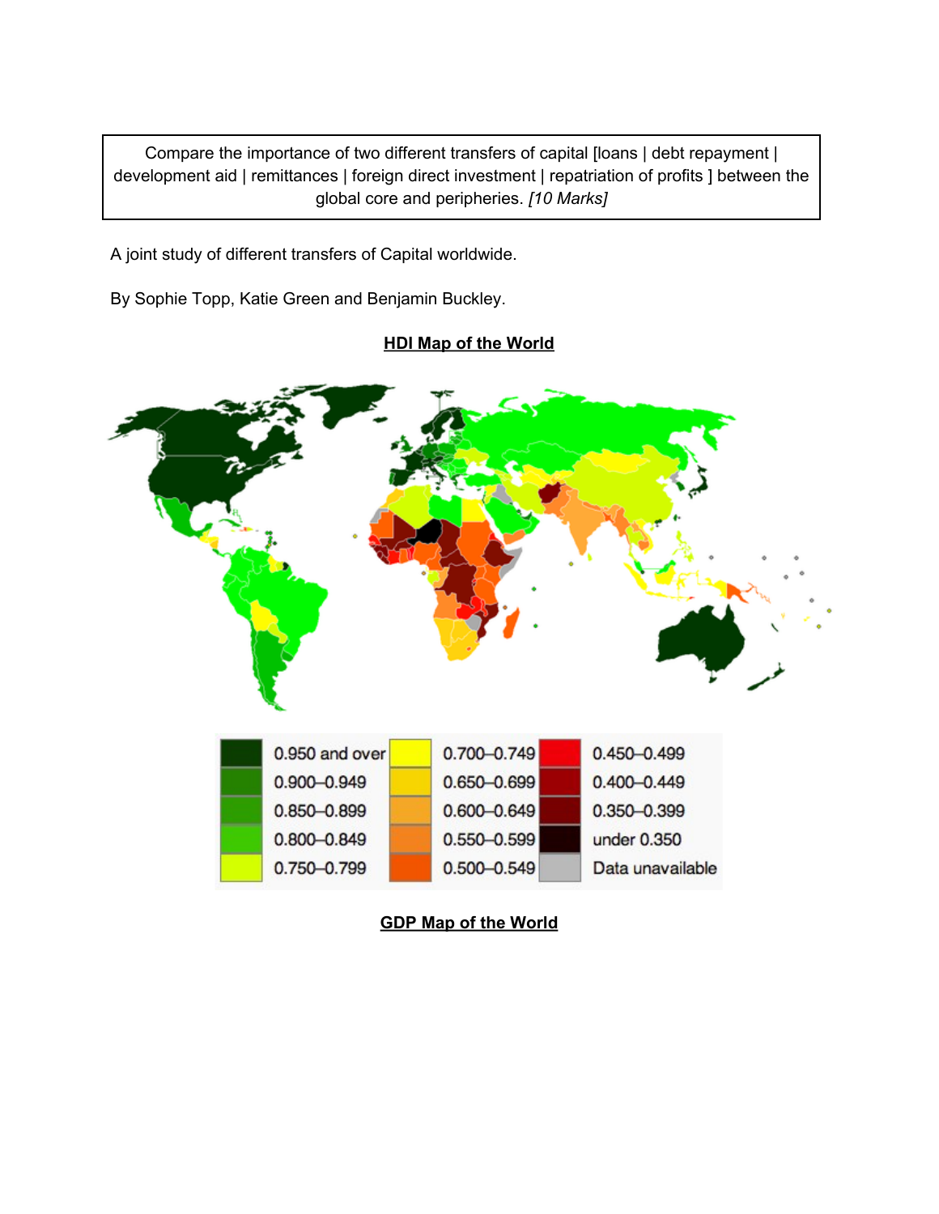Compare the importance of two different transfers of capital [loans | debt repayment | development aid | remittances | foreign direct investment | repatriation of profits ] between the global core and peripheries. *[10 Marks]*

A joint study of different transfers of Capital worldwide.

By Sophie Topp, Katie Green and Benjamin Buckley.

**HDI Map of the World**

| | | | | | |
|---|---|---|---|---|---|
| | 0.950 and over | | 0.700–0.749 | | 0.450–0.499 |
| | 0.900–0.949 | | 0.650–0.699 | | 0.400–0.449 |
| | 0.850–0.899 | | 0.600–0.649 | | 0.350–0.399 |
| | 0.800–0.849 | | 0.550–0.599 | | under 0.350 |
| | 0.750–0.799 | | 0.500–0.549 | | Data unavailable |

**GDP Map of the World**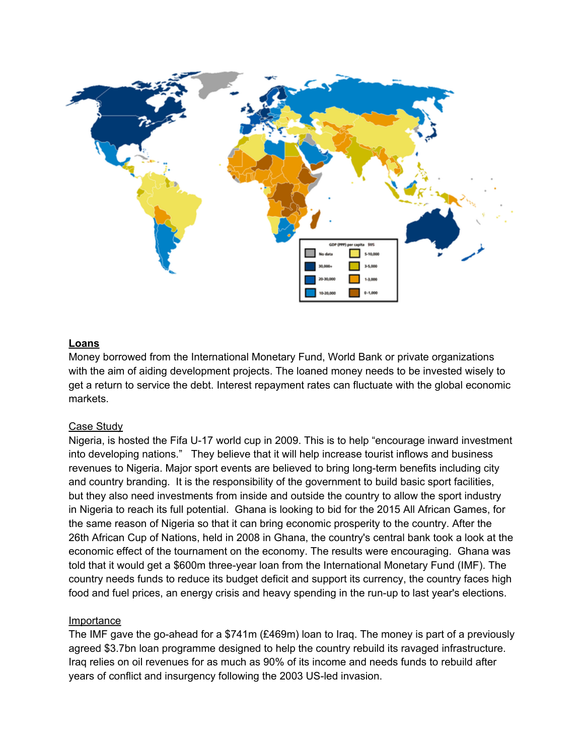**Loans**

Money borrowed from the International Monetary Fund, World Bank or private organizations with the aim of aiding development projects. The loaned money needs to be invested wisely to get a return to service the debt. Interest repayment rates can fluctuate with the global economic markets.

Case Study

Nigeria, is hosted the Fifa U-17 world cup in 2009. This is to help "encourage inward investment into developing nations." They believe that it will help increase tourist inflows and business revenues to Nigeria. Major sport events are believed to bring long-term benefits including city and country branding. It is the responsibility of the government to build basic sport facilities, but they also need investments from inside and outside the country to allow the sport industry in Nigeria to reach its full potential. Ghana is looking to bid for the 2015 All African Games, for the same reason of Nigeria so that it can bring economic prosperity to the country. After the 26th African Cup of Nations, held in 2008 in Ghana, the country's central bank took a look at the economic effect of the tournament on the economy. The results were encouraging. Ghana was told that it would get a $600m three-year loan from the International Monetary Fund (IMF). The country needs funds to reduce its budget deficit and support its currency, the country faces high food and fuel prices, an energy crisis and heavy spending in the run-up to last year's elections.

Importance

The IMF gave the go-ahead for a $741m (£469m) loan to Iraq. The money is part of a previously agreed $3.7bn loan programme designed to help the country rebuild its ravaged infrastructure. Iraq relies on oil revenues for as much as 90% of its income and needs funds to rebuild after years of conflict and insurgency following the 2003 US-led invasion.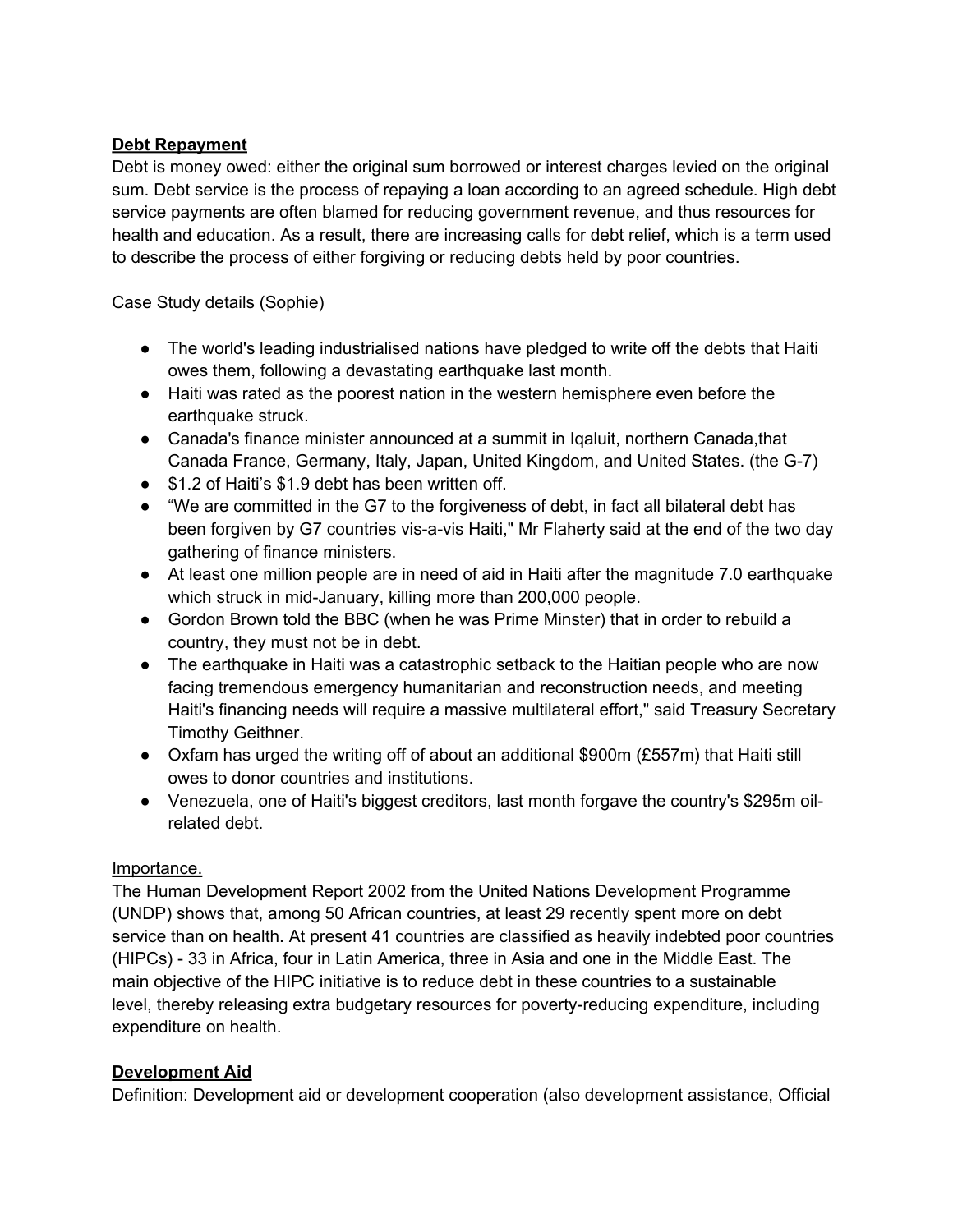## **Debt Repayment**

Debt is money owed: either the original sum borrowed or interest charges levied on the original sum. Debt service is the process of repaying a loan according to an agreed schedule. High debt service payments are often blamed for reducing government revenue, and thus resources for health and education. As a result, there are increasing calls for debt relief, which is a term used to describe the process of either forgiving or reducing debts held by poor countries.

Case Study details (Sophie)

- The world's leading industrialised nations have pledged to write off the debts that Haiti owes them, following a devastating earthquake last month.
- Haiti was rated as the poorest nation in the western hemisphere even before the earthquake struck.
- Canada's finance minister announced at a summit in Iqaluit, northern Canada,that Canada France, Germany, Italy, Japan, United Kingdom, and United States. (the G-7)
- $1.2 of Haiti's $1.9 debt has been written off.
- "We are committed in the G7 to the forgiveness of debt, in fact all bilateral debt has been forgiven by G7 countries vis-a-vis Haiti," Mr Flaherty said at the end of the two day gathering of finance ministers.
- At least one million people are in need of aid in Haiti after the magnitude 7.0 earthquake which struck in mid-January, killing more than 200,000 people.
- Gordon Brown told the BBC (when he was Prime Minster) that in order to rebuild a country, they must not be in debt.
- The earthquake in Haiti was a catastrophic setback to the Haitian people who are now facing tremendous emergency humanitarian and reconstruction needs, and meeting Haiti's financing needs will require a massive multilateral effort," said Treasury Secretary Timothy Geithner.
- Oxfam has urged the writing off of about an additional $900m (£557m) that Haiti still owes to donor countries and institutions.
- Venezuela, one of Haiti's biggest creditors, last month forgave the country's $295m oil-related debt.

Importance.

The Human Development Report 2002 from the United Nations Development Programme (UNDP) shows that, among 50 African countries, at least 29 recently spent more on debt service than on health. At present 41 countries are classified as heavily indebted poor countries (HIPCs) - 33 in Africa, four in Latin America, three in Asia and one in the Middle East. The main objective of the HIPC initiative is to reduce debt in these countries to a sustainable level, thereby releasing extra budgetary resources for poverty-reducing expenditure, including expenditure on health.

## **Development Aid**

Definition: Development aid or development cooperation (also development assistance, Official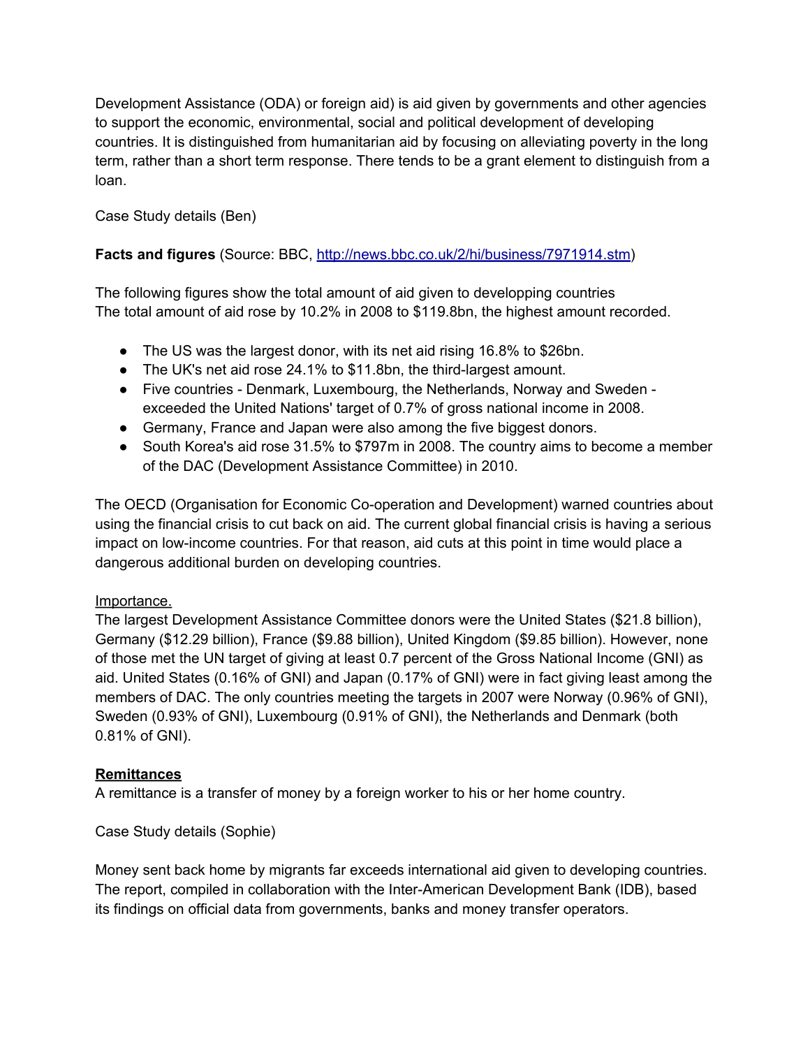Development Assistance (ODA) or foreign aid) is aid given by governments and other agencies to support the economic, environmental, social and political development of developing countries. It is distinguished from humanitarian aid by focusing on alleviating poverty in the long term, rather than a short term response. There tends to be a grant element to distinguish from a loan.

Case Study details (Ben)

**Facts and figures** (Source: BBC, [http://news.bbc.co.uk/2/hi/business/7971914.stm](http://news.bbc.co.uk/2/hi/business/7971914.stm))

The following figures show the total amount of aid given to developping countries
The total amount of aid rose by 10.2% in 2008 to $119.8bn, the highest amount recorded.

- The US was the largest donor, with its net aid rising 16.8% to $26bn.
- The UK's net aid rose 24.1% to $11.8bn, the third-largest amount.
- Five countries - Denmark, Luxembourg, the Netherlands, Norway and Sweden - exceeded the United Nations' target of 0.7% of gross national income in 2008.
- Germany, France and Japan were also among the five biggest donors.
- South Korea's aid rose 31.5% to $797m in 2008. The country aims to become a member of the DAC (Development Assistance Committee) in 2010.

The OECD (Organisation for Economic Co-operation and Development) warned countries about using the financial crisis to cut back on aid. The current global financial crisis is having a serious impact on low-income countries. For that reason, aid cuts at this point in time would place a dangerous additional burden on developing countries.

<u>Importance.</u>
The largest Development Assistance Committee donors were the United States ($21.8 billion), Germany ($12.29 billion), France ($9.88 billion), United Kingdom ($9.85 billion). However, none of those met the UN target of giving at least 0.7 percent of the Gross National Income (GNI) as aid. United States (0.16% of GNI) and Japan (0.17% of GNI) were in fact giving least among the members of DAC. The only countries meeting the targets in 2007 were Norway (0.96% of GNI), Sweden (0.93% of GNI), Luxembourg (0.91% of GNI), the Netherlands and Denmark (both 0.81% of GNI).

**<u>Remittances</u>**
A remittance is a transfer of money by a foreign worker to his or her home country.

Case Study details (Sophie)

Money sent back home by migrants far exceeds international aid given to developing countries. The report, compiled in collaboration with the Inter-American Development Bank (IDB), based its findings on official data from governments, banks and money transfer operators.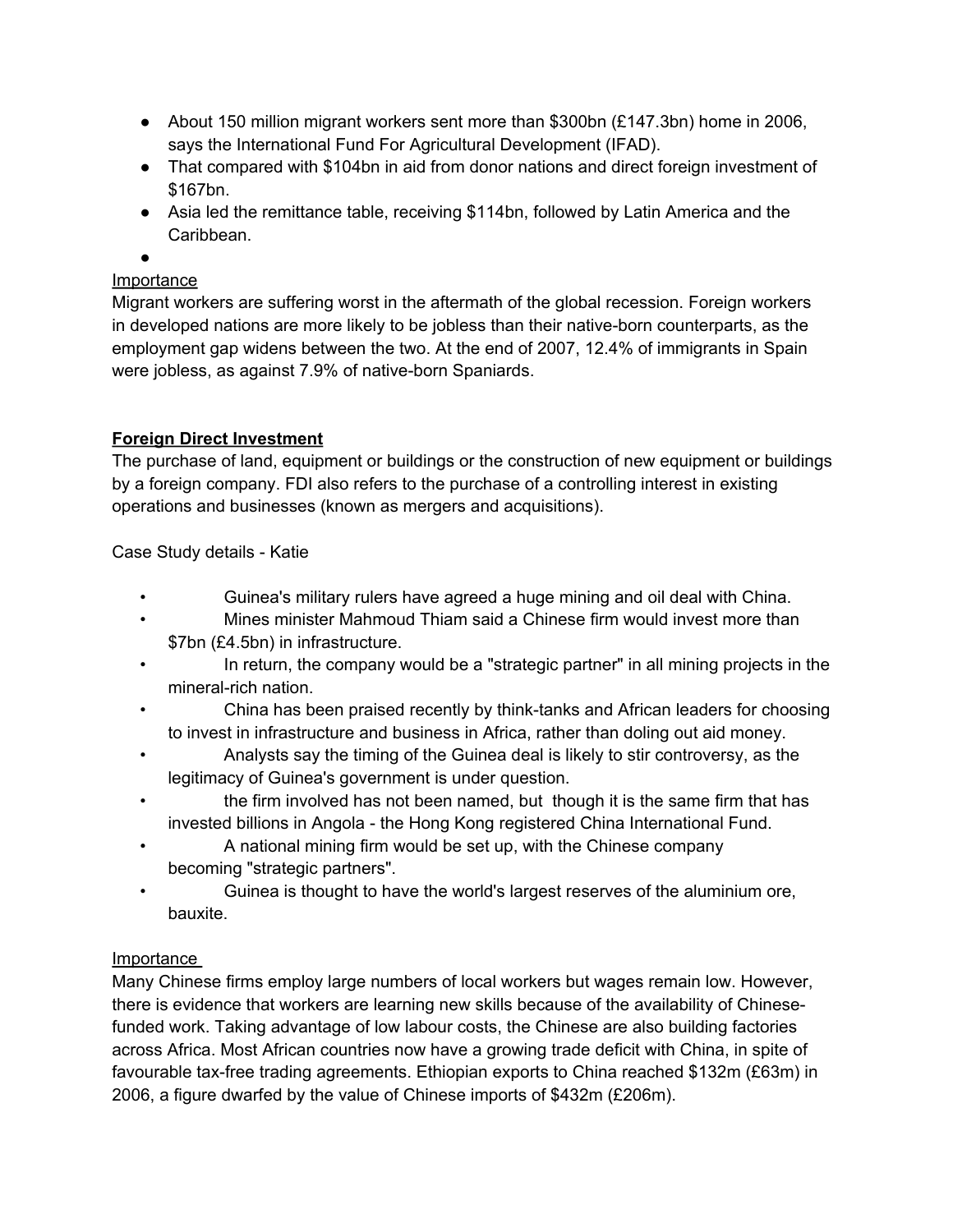- About 150 million migrant workers sent more than $300bn (£147.3bn) home in 2006, says the International Fund For Agricultural Development (IFAD).
- That compared with $104bn in aid from donor nations and direct foreign investment of $167bn.
- Asia led the remittance table, receiving $114bn, followed by Latin America and the Caribbean.

<u>Importance</u>

Migrant workers are suffering worst in the aftermath of the global recession. Foreign workers in developed nations are more likely to be jobless than their native-born counterparts, as the employment gap widens between the two. At the end of 2007, 12.4% of immigrants in Spain were jobless, as against 7.9% of native-born Spaniards.

**<u>Foreign Direct Investment</u>**

The purchase of land, equipment or buildings or the construction of new equipment or buildings by a foreign company. FDI also refers to the purchase of a controlling interest in existing operations and businesses (known as mergers and acquisitions).

Case Study details - Katie

- Guinea's military rulers have agreed a huge mining and oil deal with China.
- Mines minister Mahmoud Thiam said a Chinese firm would invest more than $7bn (£4.5bn) in infrastructure.
- In return, the company would be a "strategic partner" in all mining projects in the mineral-rich nation.
- China has been praised recently by think-tanks and African leaders for choosing to invest in infrastructure and business in Africa, rather than doling out aid money.
- Analysts say the timing of the Guinea deal is likely to stir controversy, as the legitimacy of Guinea's government is under question.
- the firm involved has not been named, but though it is the same firm that has invested billions in Angola - the Hong Kong registered China International Fund.
- A national mining firm would be set up, with the Chinese company becoming "strategic partners".
- Guinea is thought to have the world's largest reserves of the aluminium ore, bauxite.

<u>Importance</u>

Many Chinese firms employ large numbers of local workers but wages remain low. However, there is evidence that workers are learning new skills because of the availability of Chinese-funded work. Taking advantage of low labour costs, the Chinese are also building factories across Africa. Most African countries now have a growing trade deficit with China, in spite of favourable tax-free trading agreements. Ethiopian exports to China reached $132m (£63m) in 2006, a figure dwarfed by the value of Chinese imports of $432m (£206m).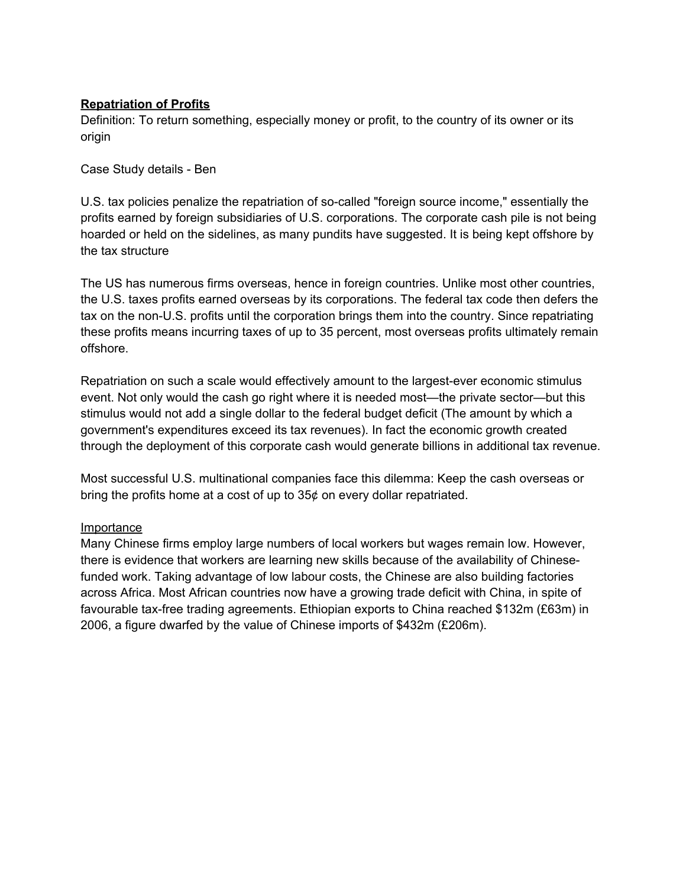**<u>Repatriation of Profits</u>**

Definition: To return something, especially money or profit, to the country of its owner or its origin

Case Study details - Ben

U.S. tax policies penalize the repatriation of so-called "foreign source income," essentially the profits earned by foreign subsidiaries of U.S. corporations. The corporate cash pile is not being hoarded or held on the sidelines, as many pundits have suggested. It is being kept offshore by the tax structure

The US has numerous firms overseas, hence in foreign countries. Unlike most other countries, the U.S. taxes profits earned overseas by its corporations. The federal tax code then defers the tax on the non-U.S. profits until the corporation brings them into the country. Since repatriating these profits means incurring taxes of up to 35 percent, most overseas profits ultimately remain offshore.

Repatriation on such a scale would effectively amount to the largest-ever economic stimulus event. Not only would the cash go right where it is needed most—the private sector—but this stimulus would not add a single dollar to the federal budget deficit (The amount by which a government's expenditures exceed its tax revenues). In fact the economic growth created through the deployment of this corporate cash would generate billions in additional tax revenue.

Most successful U.S. multinational companies face this dilemma: Keep the cash overseas or bring the profits home at a cost of up to 35¢ on every dollar repatriated.

<u>Importance</u>

Many Chinese firms employ large numbers of local workers but wages remain low. However, there is evidence that workers are learning new skills because of the availability of Chinese-funded work. Taking advantage of low labour costs, the Chinese are also building factories across Africa. Most African countries now have a growing trade deficit with China, in spite of favourable tax-free trading agreements. Ethiopian exports to China reached $132m (£63m) in 2006, a figure dwarfed by the value of Chinese imports of $432m (£206m).